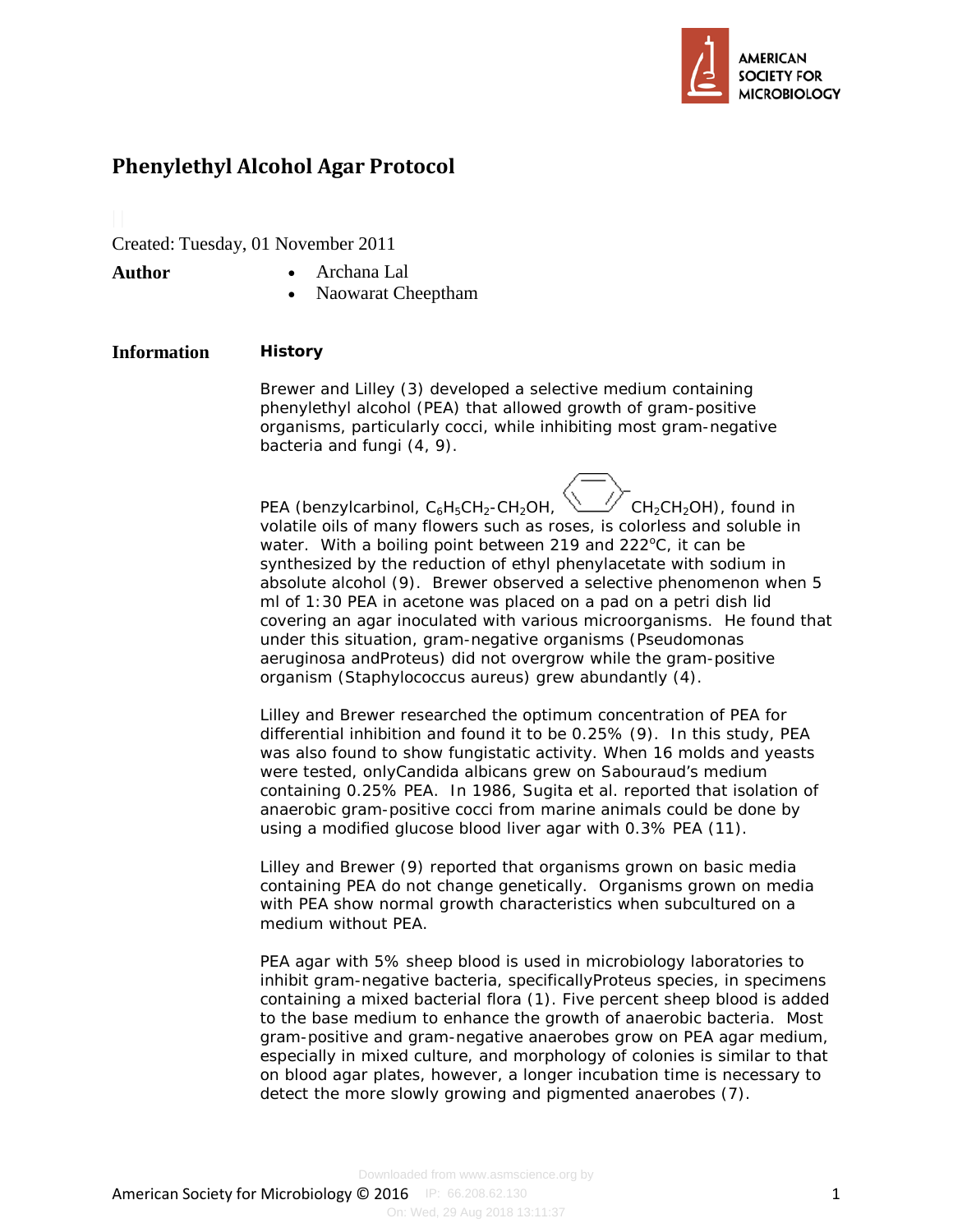# Phenylethyl Alcohol Agar Protocol

Created: Tuesday, 01 November 2011

**Author**

- Archana Lal
- Naowarat Cheeptham

**Information**

### History

Brewer and Lilley (3) developed a selective medium containing phenylethyl alcohol (PEA) that allowed growth of gram-positive organisms, particularly cocci, while inhibiting most gram-negative bacteria and fungi (4, 9).

PEA (benzylcarbinol, $C_6H_5CH_2$-$CH_2OH$, [benzene ring]-$CH_2CH_2OH$), found in volatile oils of many flowers such as roses, is colorless and soluble in water. With a boiling point between 219 and 222°C, it can be synthesized by the reduction of ethyl phenylacetate with sodium in absolute alcohol (9). Brewer observed a selective phenomenon when 5 ml of 1:30 PEA in acetone was placed on a pad on a petri dish lid covering an agar inoculated with various microorganisms. He found that under this situation, gram-negative organisms (*Pseudomonas aeruginosa* and*Proteus*) did not overgrow while the gram-positive organism (*Staphylococcus aureus*) grew abundantly (4).

Lilley and Brewer researched the optimum concentration of PEA for differential inhibition and found it to be 0.25% (9). In this study, PEA was also found to show fungistatic activity. When 16 molds and yeasts were tested, only*Candida albicans* grew on Sabouraud's medium containing 0.25% PEA. In 1986, Sugita et al. reported that isolation of anaerobic gram-positive cocci from marine animals could be done by using a modified glucose blood liver agar with 0.3% PEA (11).

Lilley and Brewer (9) reported that organisms grown on basic media containing PEA do not change genetically. Organisms grown on media with PEA show normal growth characteristics when subcultured on a medium without PEA.

PEA agar with 5% sheep blood is used in microbiology laboratories to inhibit gram-negative bacteria, specifically*Proteus* species, in specimens containing a mixed bacterial flora (1). Five percent sheep blood is added to the base medium to enhance the growth of anaerobic bacteria. Most gram-positive and gram-negative anaerobes grow on PEA agar medium, especially in mixed culture, and morphology of colonies is similar to that on blood agar plates, however, a longer incubation time is necessary to detect the more slowly growing and pigmented anaerobes (7).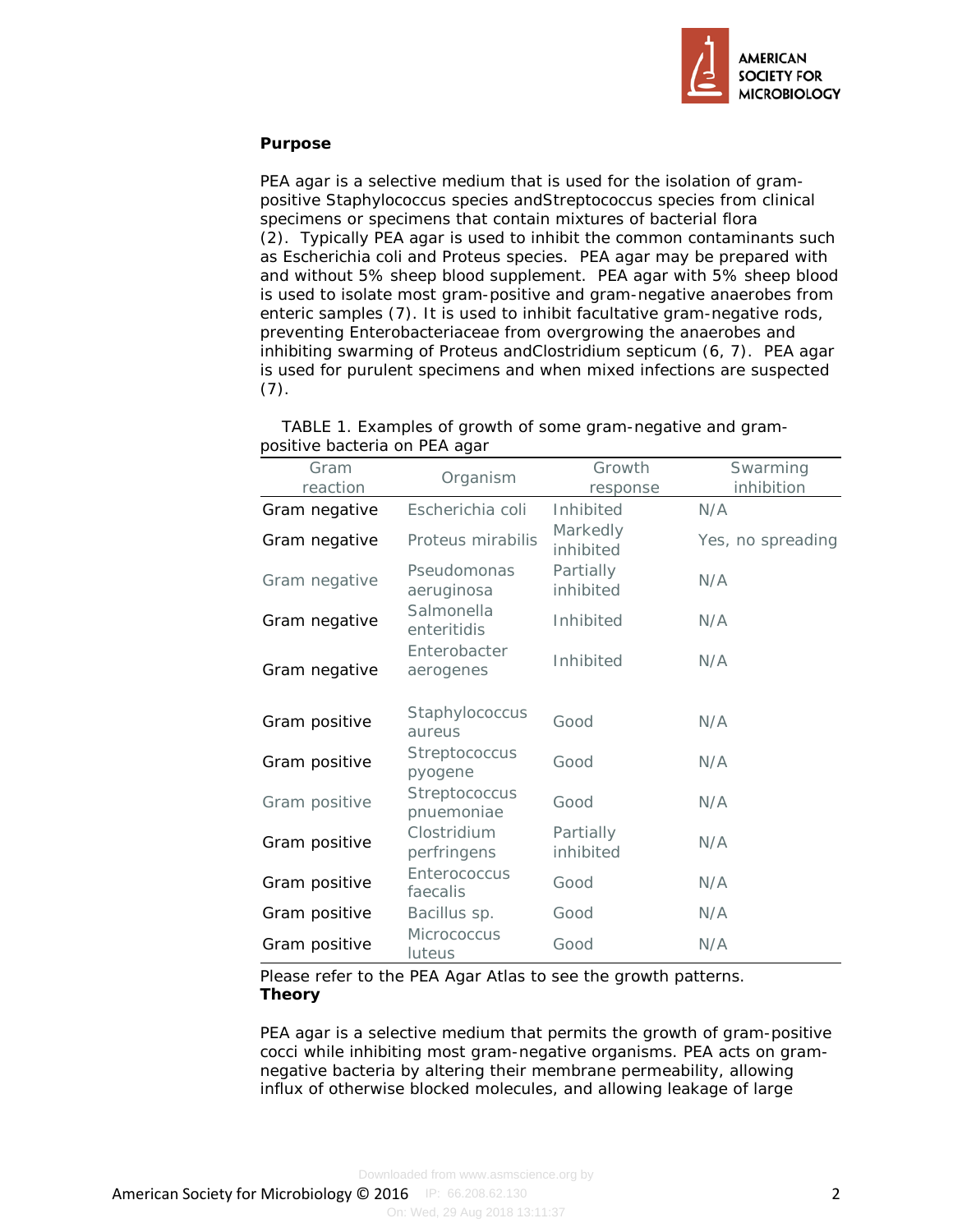## Purpose

PEA agar is a selective medium that is used for the isolation of gram-positive Staphylococcus species andStreptococcus species from clinical specimens or specimens that contain mixtures of bacterial flora (2). Typically PEA agar is used to inhibit the common contaminants such as Escherichia coli and Proteus species. PEA agar may be prepared with and without 5% sheep blood supplement. PEA agar with 5% sheep blood is used to isolate most gram-positive and gram-negative anaerobes from enteric samples (7). It is used to inhibit facultative gram-negative rods, preventing Enterobacteriaceae from overgrowing the anaerobes and inhibiting swarming of Proteus andClostridium septicum (6, 7). PEA agar is used for purulent specimens and when mixed infections are suspected (7).

TABLE 1. Examples of growth of some gram-negative and gram-positive bacteria on PEA agar

| Gram reaction | Organism | Growth response | Swarming inhibition |
|---|---|---|---|
| Gram negative | Escherichia coli | Inhibited | N/A |
| Gram negative | Proteus mirabilis | Markedly inhibited | Yes, no spreading |
| Gram negative | Pseudomonas aeruginosa | Partially inhibited | N/A |
| Gram negative | Salmonella enteritidis | Inhibited | N/A |
| Gram negative | Enterobacter aerogenes | Inhibited | N/A |
| Gram positive | Staphylococcus aureus | Good | N/A |
| Gram positive | Streptococcus pyogene | Good | N/A |
| Gram positive | Streptococcus pnuemoniae | Good | N/A |
| Gram positive | Clostridium perfringens | Partially inhibited | N/A |
| Gram positive | Enterococcus faecalis | Good | N/A |
| Gram positive | Bacillus sp. | Good | N/A |
| Gram positive | Micrococcus luteus | Good | N/A |

Please refer to the PEA Agar Atlas to see the growth patterns.

## Theory

PEA agar is a selective medium that permits the growth of gram-positive cocci while inhibiting most gram-negative organisms. PEA acts on gram-negative bacteria by altering their membrane permeability, allowing influx of otherwise blocked molecules, and allowing leakage of large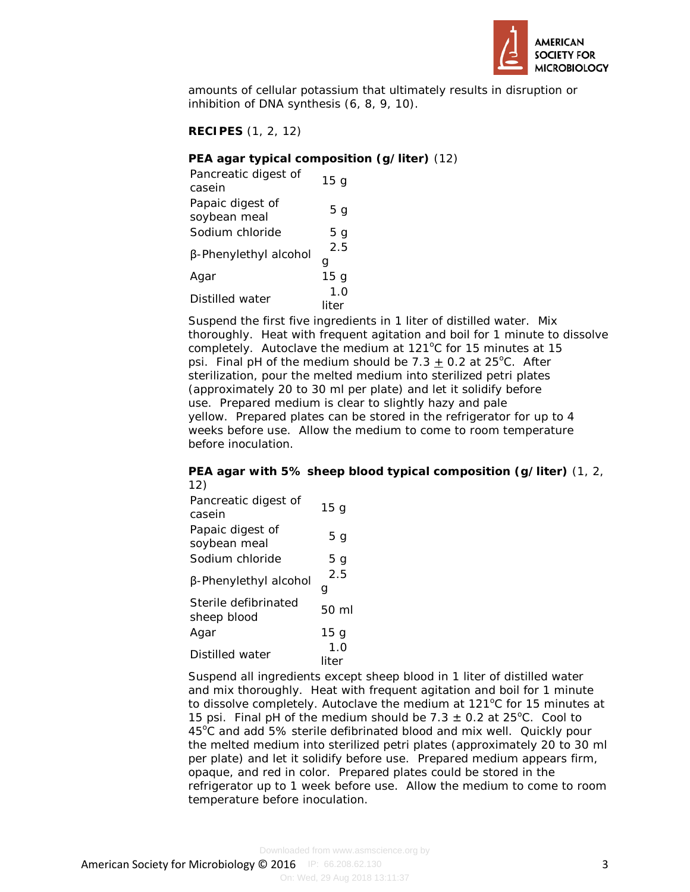amounts of cellular potassium that ultimately results in disruption or inhibition of DNA synthesis (6, 8, 9, 10).

**RECIPES** (1, 2, 12)

**PEA agar typical composition (g/liter)** (12)

| | |
|---|---|
| Pancreatic digest of casein | 15 g |
| Papaic digest of soybean meal | 5 g |
| Sodium chloride | 5 g |
| β-Phenylethyl alcohol | 2.5 g |
| Agar | 15 g |
| Distilled water | 1.0 liter |

Suspend the first five ingredients in 1 liter of distilled water. Mix thoroughly. Heat with frequent agitation and boil for 1 minute to dissolve completely. Autoclave the medium at 121°C for 15 minutes at 15 psi. Final pH of the medium should be 7.3 ± 0.2 at 25°C. After sterilization, pour the melted medium into sterilized petri plates (approximately 20 to 30 ml per plate) and let it solidify before use. Prepared medium is clear to slightly hazy and pale yellow. Prepared plates can be stored in the refrigerator for up to 4 weeks before use. Allow the medium to come to room temperature before inoculation.

**PEA agar with 5% sheep blood typical composition (g/liter)** (1, 2, 12)

| | |
|---|---|
| Pancreatic digest of casein | 15 g |
| Papaic digest of soybean meal | 5 g |
| Sodium chloride | 5 g |
| β-Phenylethyl alcohol | 2.5 g |
| Sterile defibrinated sheep blood | 50 ml |
| Agar | 15 g |
| Distilled water | 1.0 liter |

Suspend all ingredients except sheep blood in 1 liter of distilled water and mix thoroughly. Heat with frequent agitation and boil for 1 minute to dissolve completely. Autoclave the medium at 121°C for 15 minutes at 15 psi. Final pH of the medium should be 7.3 ± 0.2 at 25°C. Cool to 45°C and add 5% sterile defibrinated blood and mix well. Quickly pour the melted medium into sterilized petri plates (approximately 20 to 30 ml per plate) and let it solidify before use. Prepared medium appears firm, opaque, and red in color. Prepared plates could be stored in the refrigerator up to 1 week before use. Allow the medium to come to room temperature before inoculation.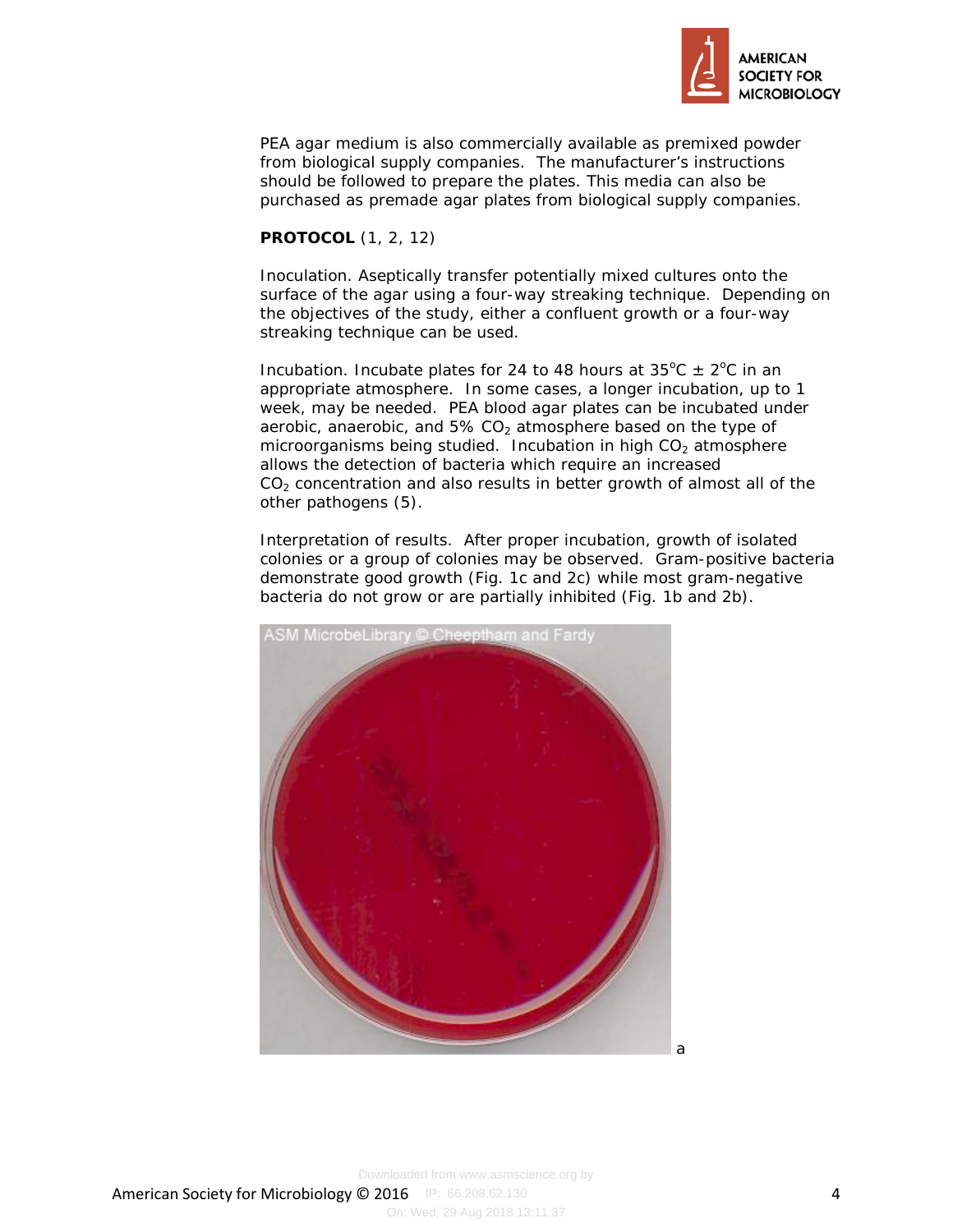PEA agar medium is also commercially available as premixed powder from biological supply companies. The manufacturer's instructions should be followed to prepare the plates. This media can also be purchased as premade agar plates from biological supply companies.

**PROTOCOL** (1, 2, 12)

Inoculation. Aseptically transfer potentially mixed cultures onto the surface of the agar using a four-way streaking technique. Depending on the objectives of the study, either a confluent growth or a four-way streaking technique can be used.

Incubation. Incubate plates for 24 to 48 hours at 35°C ± 2°C in an appropriate atmosphere. In some cases, a longer incubation, up to 1 week, may be needed. PEA blood agar plates can be incubated under aerobic, anaerobic, and 5% $CO_2$ atmosphere based on the type of microorganisms being studied. Incubation in high $CO_2$ atmosphere allows the detection of bacteria which require an increased $CO_2$ concentration and also results in better growth of almost all of the other pathogens (5).

Interpretation of results. After proper incubation, growth of isolated colonies or a group of colonies may be observed. Gram-positive bacteria demonstrate good growth (Fig. 1c and 2c) while most gram-negative bacteria do not grow or are partially inhibited (Fig. 1b and 2b).

a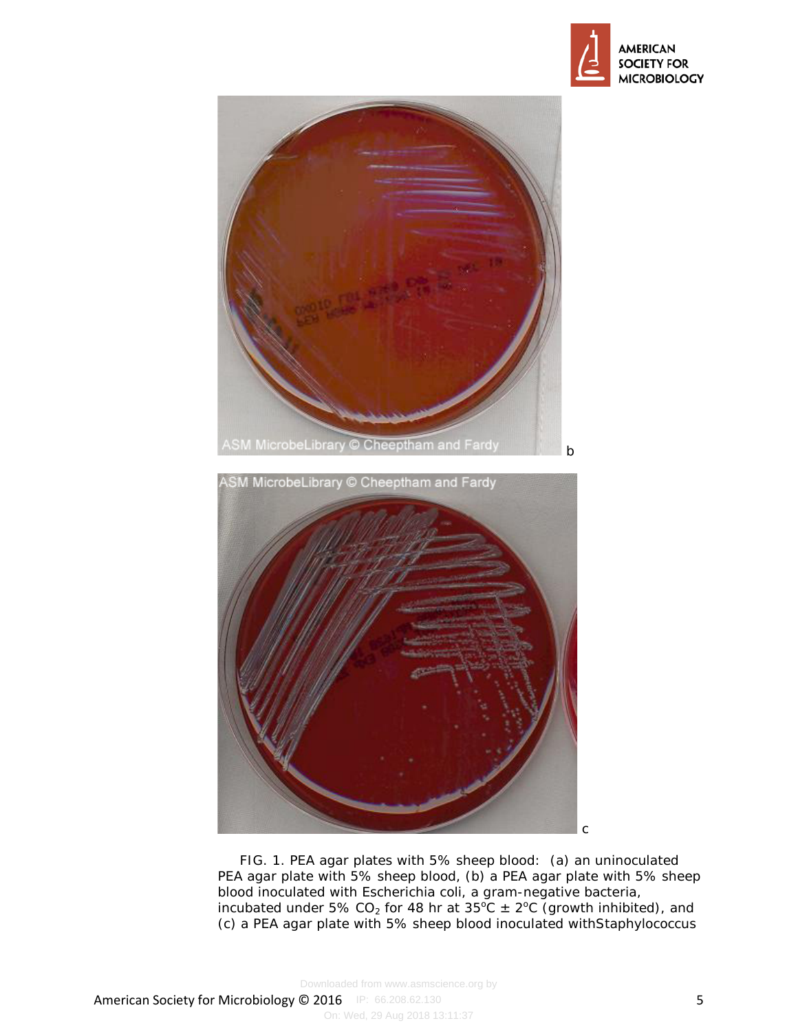b

c

FIG. 1. PEA agar plates with 5% sheep blood: (a) an uninoculated PEA agar plate with 5% sheep blood, (b) a PEA agar plate with 5% sheep blood inoculated with Escherichia coli, a gram-negative bacteria, incubated under 5% $CO_2$ for 48 hr at 35°C ± 2°C (growth inhibited), and (c) a PEA agar plate with 5% sheep blood inoculated withStaphylococcus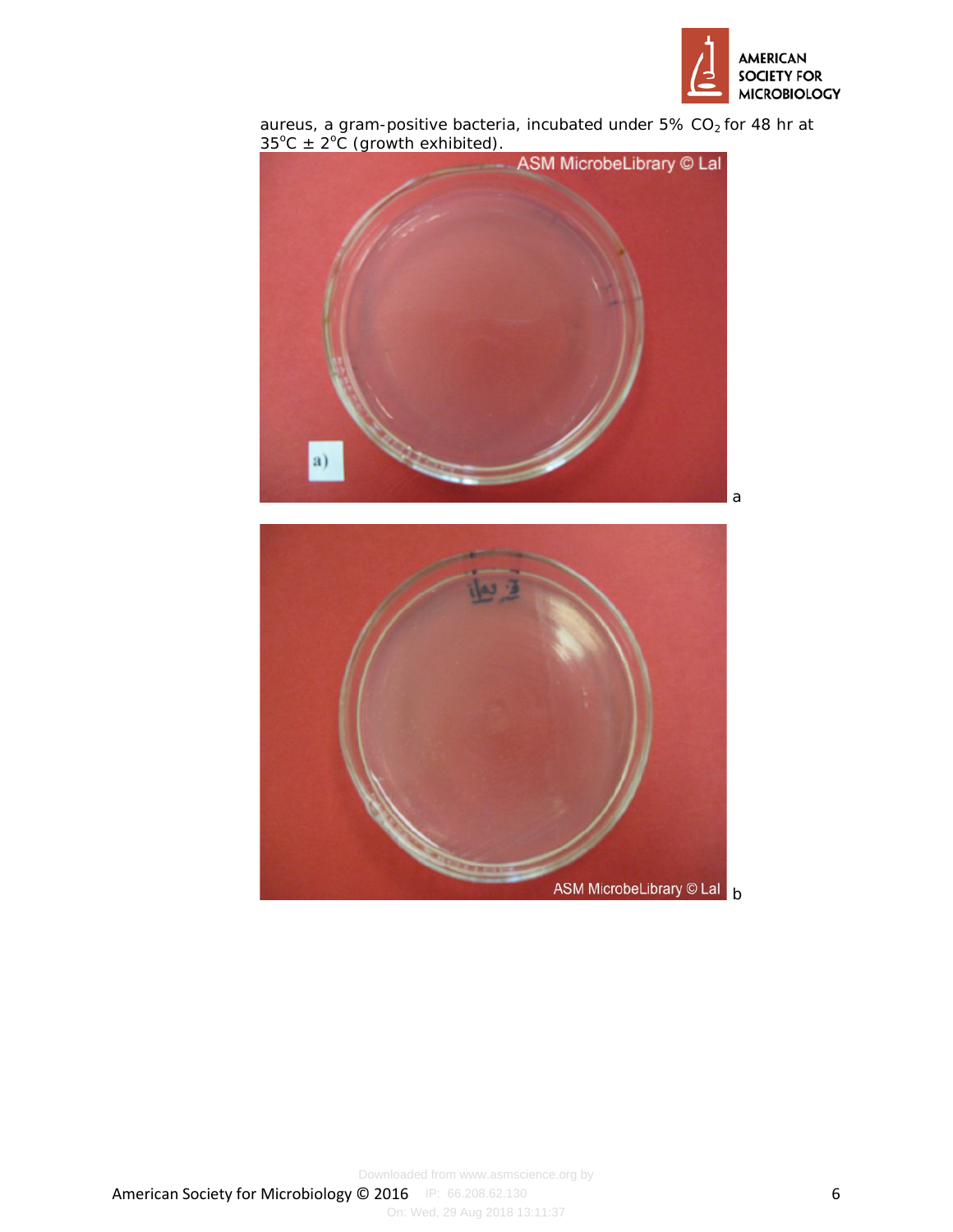aureus, a gram-positive bacteria, incubated under 5% $CO_2$ for 48 hr at 35°C ± 2°C (growth exhibited).

a

b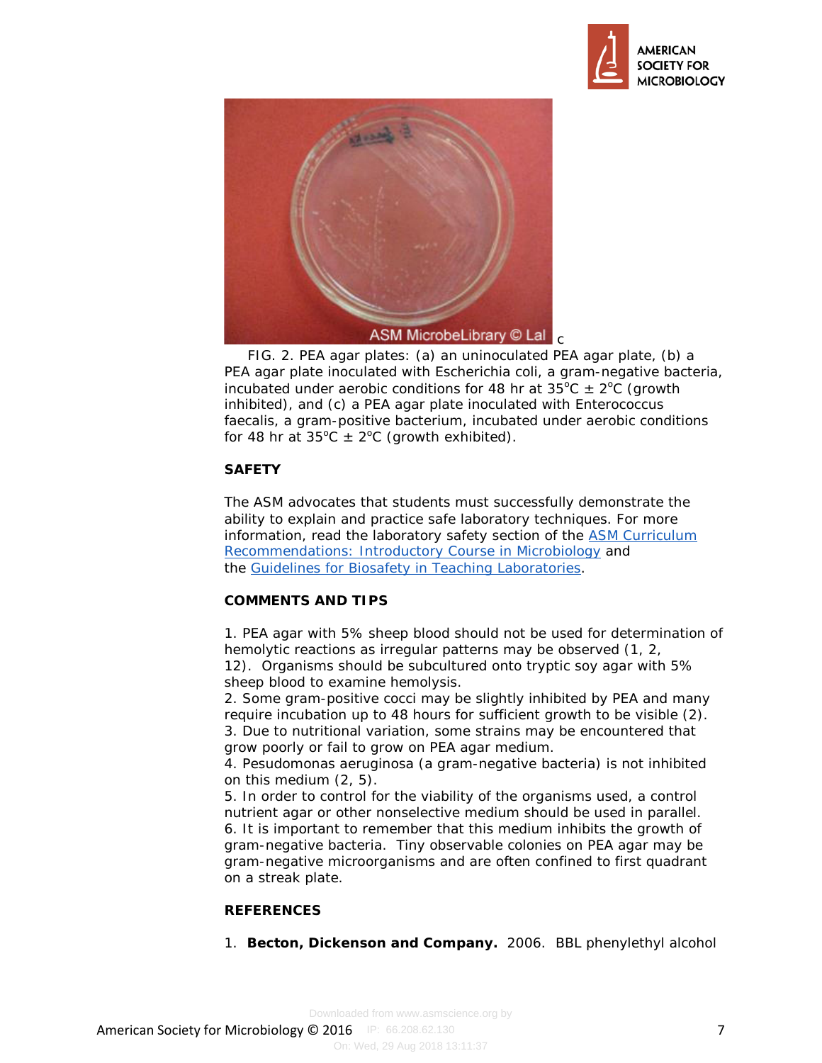FIG. 2. PEA agar plates: (a) an uninoculated PEA agar plate, (b) a PEA agar plate inoculated with Escherichia coli, a gram-negative bacteria, incubated under aerobic conditions for 48 hr at 35°C ± 2°C (growth inhibited), and (c) a PEA agar plate inoculated with Enterococcus faecalis, a gram-positive bacterium, incubated under aerobic conditions for 48 hr at 35°C ± 2°C (growth exhibited).

## SAFETY

The ASM advocates that students must successfully demonstrate the ability to explain and practice safe laboratory techniques. For more information, read the laboratory safety section of the ASM Curriculum Recommendations: Introductory Course in Microbiology and the Guidelines for Biosafety in Teaching Laboratories.

## COMMENTS AND TIPS

1. PEA agar with 5% sheep blood should not be used for determination of hemolytic reactions as irregular patterns may be observed (1, 2, 12). Organisms should be subcultured onto tryptic soy agar with 5% sheep blood to examine hemolysis.
2. Some gram-positive cocci may be slightly inhibited by PEA and many require incubation up to 48 hours for sufficient growth to be visible (2).
3. Due to nutritional variation, some strains may be encountered that grow poorly or fail to grow on PEA agar medium.
4. Pesudomonas aeruginosa (a gram-negative bacteria) is not inhibited on this medium (2, 5).
5. In order to control for the viability of the organisms used, a control nutrient agar or other nonselective medium should be used in parallel.
6. It is important to remember that this medium inhibits the growth of gram-negative bacteria. Tiny observable colonies on PEA agar may be gram-negative microorganisms and are often confined to first quadrant on a streak plate.

## REFERENCES

1. **Becton, Dickenson and Company.** 2006. BBL phenylethyl alcohol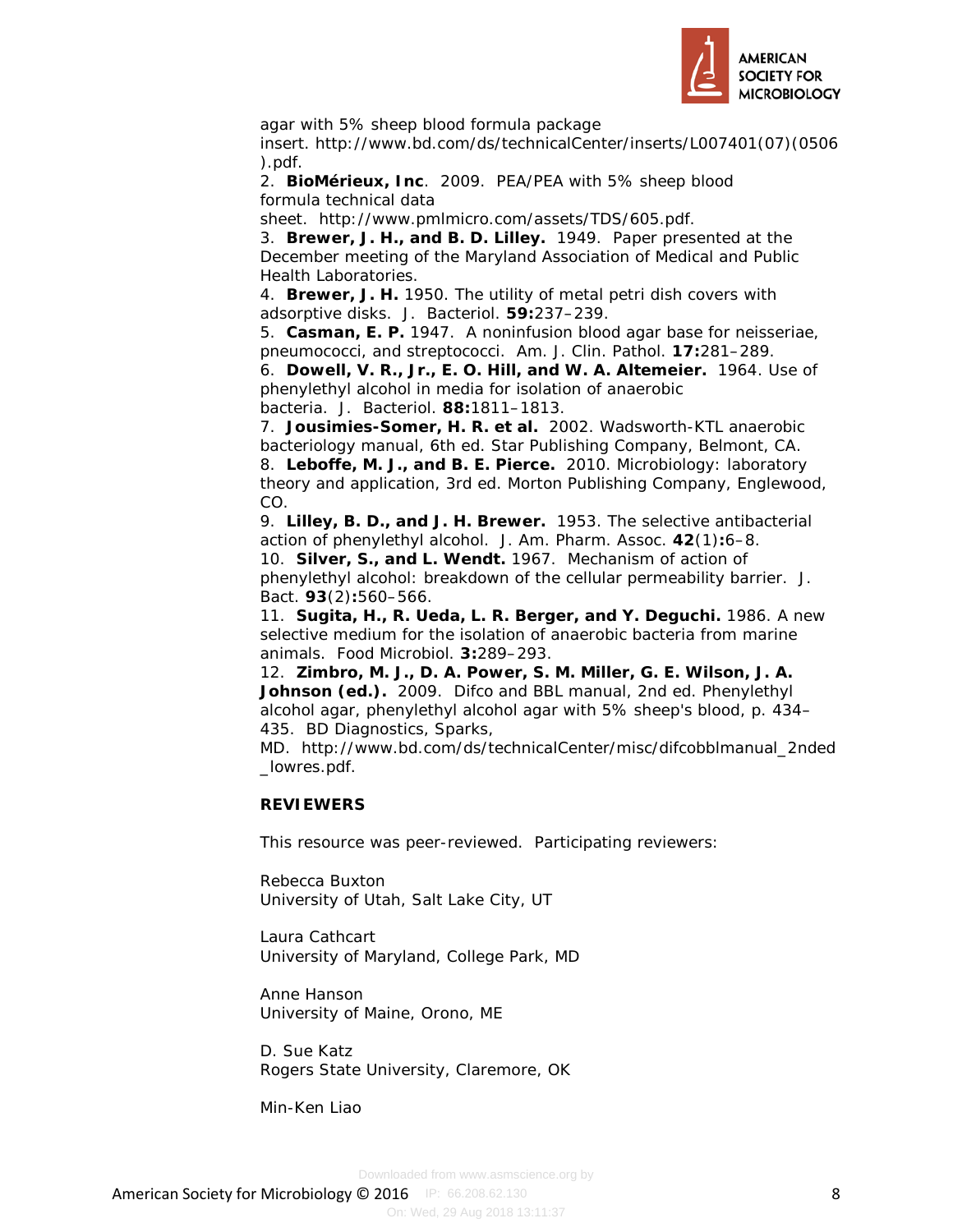agar with 5% sheep blood formula package insert. http://www.bd.com/ds/technicalCenter/inserts/L007401(07)(0506).pdf.

2. **BioMérieux, Inc**. 2009. PEA/PEA with 5% sheep blood formula technical data sheet. http://www.pmlmicro.com/assets/TDS/605.pdf.

3. **Brewer, J. H., and B. D. Lilley.** 1949. Paper presented at the December meeting of the Maryland Association of Medical and Public Health Laboratories.

4. **Brewer, J. H.** 1950. The utility of metal petri dish covers with adsorptive disks. J. Bacteriol. **59:**237–239.

5. **Casman, E. P.** 1947. A noninfusion blood agar base for neisseriae, pneumococci, and streptococci. Am. J. Clin. Pathol. **17:**281–289.

6. **Dowell, V. R., Jr., E. O. Hill, and W. A. Altemeier.** 1964. Use of phenylethyl alcohol in media for isolation of anaerobic bacteria. J. Bacteriol. **88:**1811–1813.

7. **Jousimies-Somer, H. R. et al.** 2002. Wadsworth-KTL anaerobic bacteriology manual, 6th ed. Star Publishing Company, Belmont, CA.

8. **Leboffe, M. J., and B. E. Pierce.** 2010. Microbiology: laboratory theory and application, 3rd ed. Morton Publishing Company, Englewood, CO.

9. **Lilley, B. D., and J. H. Brewer.** 1953. The selective antibacterial action of phenylethyl alcohol. J. Am. Pharm. Assoc. **42**(1)**:**6–8.

10. **Silver, S., and L. Wendt.** 1967. Mechanism of action of phenylethyl alcohol: breakdown of the cellular permeability barrier. J. Bact. **93**(2)**:**560–566.

11. **Sugita, H., R. Ueda, L. R. Berger, and Y. Deguchi.** 1986. A new selective medium for the isolation of anaerobic bacteria from marine animals. Food Microbiol. **3:**289–293.

12. **Zimbro, M. J., D. A. Power, S. M. Miller, G. E. Wilson, J. A. Johnson (ed.).** 2009. Difco and BBL manual, 2nd ed. Phenylethyl alcohol agar, phenylethyl alcohol agar with 5% sheep's blood, p. 434–435. BD Diagnostics, Sparks, MD. http://www.bd.com/ds/technicalCenter/misc/difcobblmanual_2nded_lowres.pdf.

## REVIEWERS

This resource was peer-reviewed. Participating reviewers:

Rebecca Buxton
University of Utah, Salt Lake City, UT

Laura Cathcart
University of Maryland, College Park, MD

Anne Hanson
University of Maine, Orono, ME

D. Sue Katz
Rogers State University, Claremore, OK

Min-Ken Liao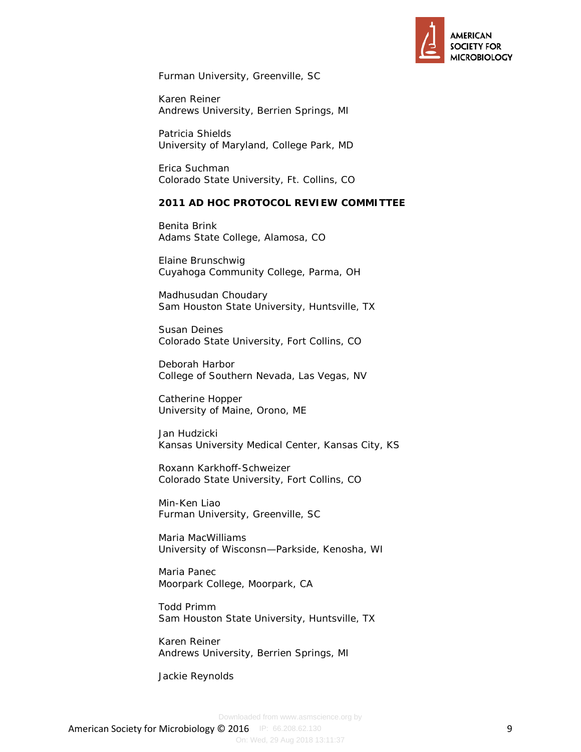Furman University, Greenville, SC

Karen Reiner
Andrews University, Berrien Springs, MI

Patricia Shields
University of Maryland, College Park, MD

Erica Suchman
Colorado State University, Ft. Collins, CO

**2011 AD HOC PROTOCOL REVIEW COMMITTEE**

Benita Brink
Adams State College, Alamosa, CO

Elaine Brunschwig
Cuyahoga Community College, Parma, OH

Madhusudan Choudary
Sam Houston State University, Huntsville, TX

Susan Deines
Colorado State University, Fort Collins, CO

Deborah Harbor
College of Southern Nevada, Las Vegas, NV

Catherine Hopper
University of Maine, Orono, ME

Jan Hudzicki
Kansas University Medical Center, Kansas City, KS

Roxann Karkhoff-Schweizer
Colorado State University, Fort Collins, CO

Min-Ken Liao
Furman University, Greenville, SC

Maria MacWilliams
University of Wisconsn—Parkside, Kenosha, WI

Maria Panec
Moorpark College, Moorpark, CA

Todd Primm
Sam Houston State University, Huntsville, TX

Karen Reiner
Andrews University, Berrien Springs, MI

Jackie Reynolds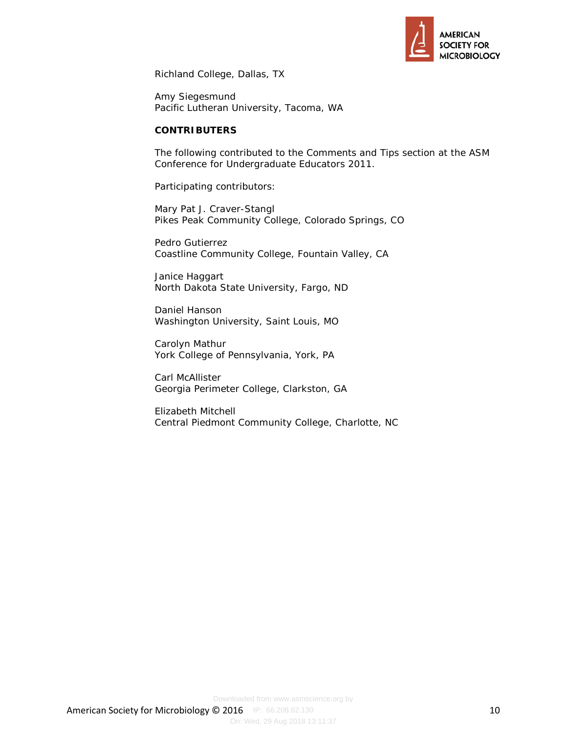Richland College, Dallas, TX

Amy Siegesmund
Pacific Lutheran University, Tacoma, WA

**CONTRIBUTERS**

The following contributed to the Comments and Tips section at the ASM Conference for Undergraduate Educators 2011.

Participating contributors:

Mary Pat J. Craver-Stangl
Pikes Peak Community College, Colorado Springs, CO

Pedro Gutierrez
Coastline Community College, Fountain Valley, CA

Janice Haggart
North Dakota State University, Fargo, ND

Daniel Hanson
Washington University, Saint Louis, MO

Carolyn Mathur
York College of Pennsylvania, York, PA

Carl McAllister
Georgia Perimeter College, Clarkston, GA

Elizabeth Mitchell
Central Piedmont Community College, Charlotte, NC